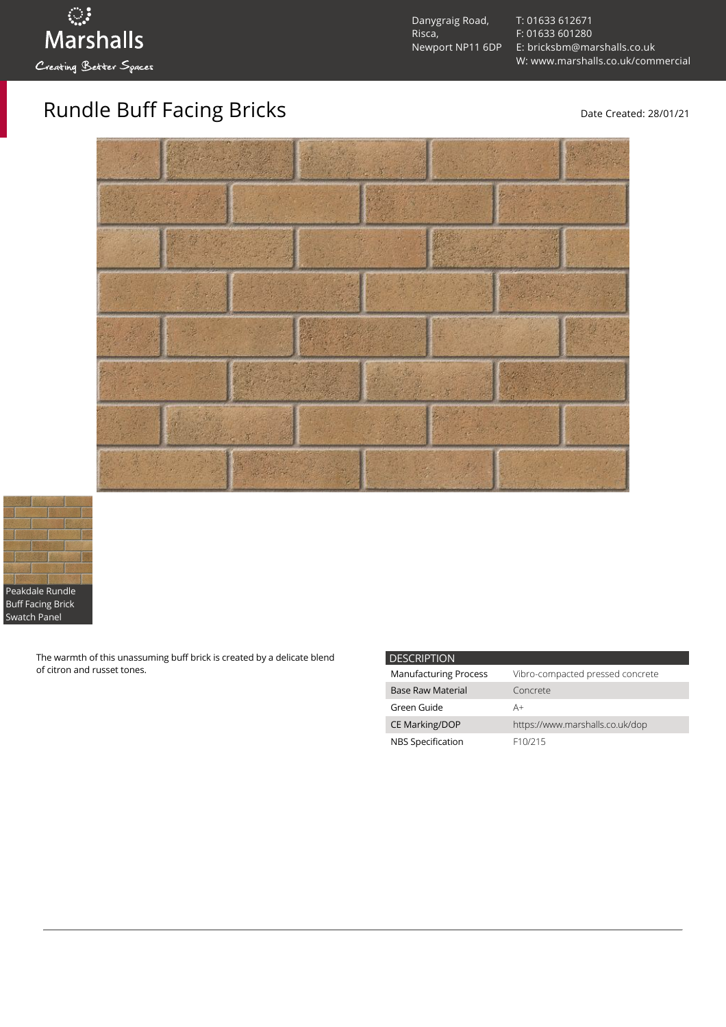Marshalls
Creating Better Spaces

Danygraig Road,
Risca,
Newport NP11 6DP

T: 01633 612671
F: 01633 601280
E: bricksbm@marshalls.co.uk
W: www.marshalls.co.uk/commercial

# Rundle Buff Facing Bricks

Date Created: 28/01/21

Peakdale Rundle Buff Facing Brick Swatch Panel

The warmth of this unassuming buff brick is created by a delicate blend of citron and russet tones.

| DESCRIPTION | |
|---|---|
| Manufacturing Process | Vibro-compacted pressed concrete |
| Base Raw Material | Concrete |
| Green Guide | A+ |
| CE Marking/DOP | https://www.marshalls.co.uk/dop |
| NBS Specification | F10/215 |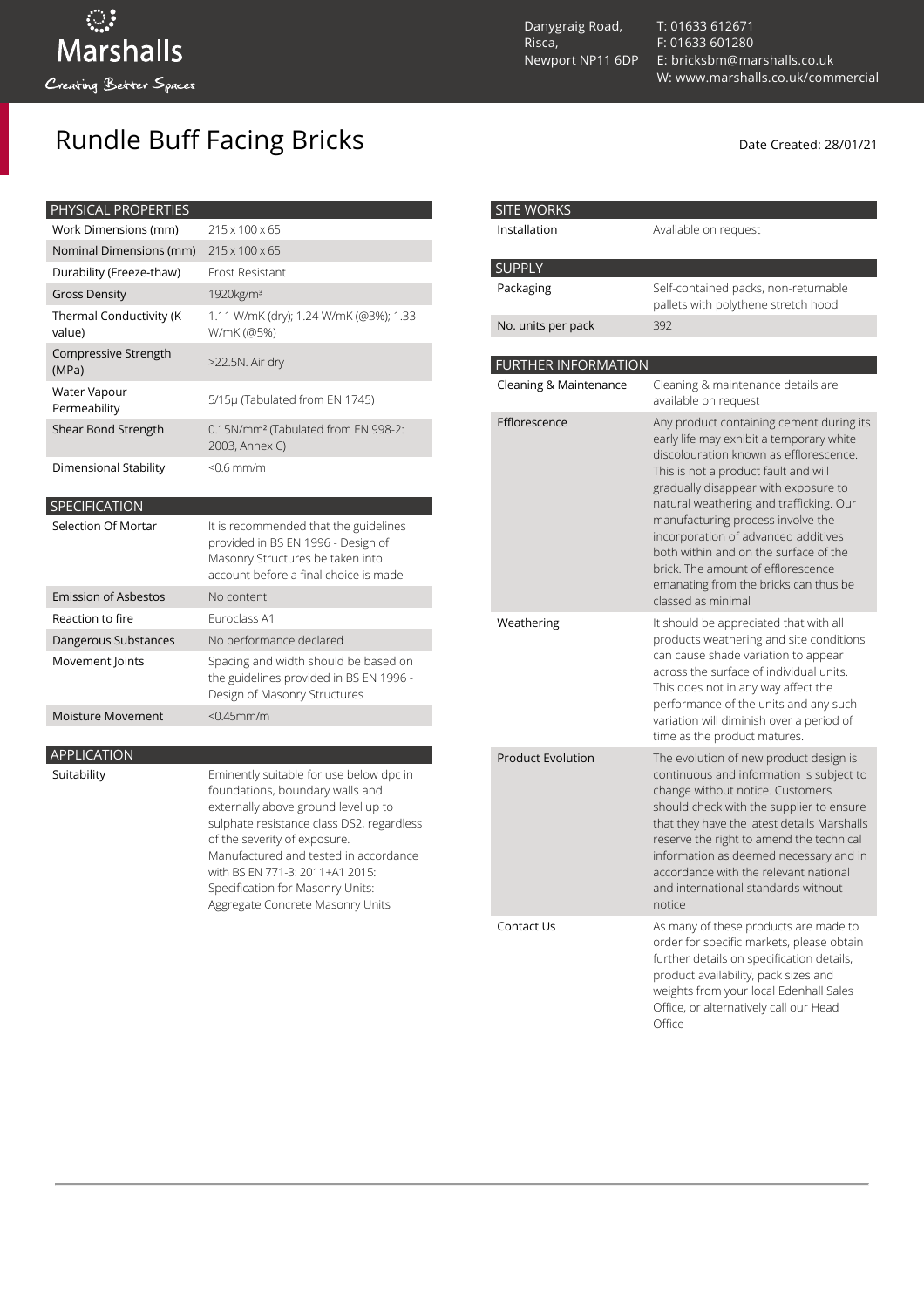Marshalls

Creating Better Spaces

Danygraig Road, Risca, Newport NP11 6DP

T: 01633 612671
F: 01633 601280
E: bricksbm@marshalls.co.uk
W: www.marshalls.co.uk/commercial

# Rundle Buff Facing Bricks

Date Created: 28/01/21

## PHYSICAL PROPERTIES

| | |
|---|---|
| Work Dimensions (mm) | 215 x 100 x 65 |
| Nominal Dimensions (mm) | 215 x 100 x 65 |
| Durability (Freeze-thaw) | Frost Resistant |
| Gross Density | 1920kg/m³ |
| Thermal Conductivity (K value) | 1.11 W/mK (dry); 1.24 W/mK (@3%); 1.33 W/mK (@5%) |
| Compressive Strength (MPa) | >22.5N. Air dry |
| Water Vapour Permeability | 5/15μ (Tabulated from EN 1745) |
| Shear Bond Strength | 0.15N/mm² (Tabulated from EN 998-2: 2003, Annex C) |
| Dimensional Stability | <0.6 mm/m |

## SPECIFICATION

| | |
|---|---|
| Selection Of Mortar | It is recommended that the guidelines provided in BS EN 1996 - Design of Masonry Structures be taken into account before a final choice is made |
| Emission of Asbestos | No content |
| Reaction to fire | Euroclass A1 |
| Dangerous Substances | No performance declared |
| Movement Joints | Spacing and width should be based on the guidelines provided in BS EN 1996 - Design of Masonry Structures |
| Moisture Movement | <0.45mm/m |

## APPLICATION

| | |
|---|---|
| Suitability | Eminently suitable for use below dpc in foundations, boundary walls and externally above ground level up to sulphate resistance class DS2, regardless of the severity of exposure. Manufactured and tested in accordance with BS EN 771-3: 2011+A1 2015: Specification for Masonry Units: Aggregate Concrete Masonry Units |

## SITE WORKS

| | |
|---|---|
| Installation | Avaliable on request |

## SUPPLY

| | |
|---|---|
| Packaging | Self-contained packs, non-returnable pallets with polythene stretch hood |
| No. units per pack | 392 |

## FURTHER INFORMATION

| | |
|---|---|
| Cleaning & Maintenance | Cleaning & maintenance details are available on request |
| Efflorescence | Any product containing cement during its early life may exhibit a temporary white discolouration known as efflorescence. This is not a product fault and will gradually disappear with exposure to natural weathering and trafficking. Our manufacturing process involve the incorporation of advanced additives both within and on the surface of the brick. The amount of efflorescence emanating from the bricks can thus be classed as minimal |
| Weathering | It should be appreciated that with all products weathering and site conditions can cause shade variation to appear across the surface of individual units. This does not in any way affect the performance of the units and any such variation will diminish over a period of time as the product matures. |
| Product Evolution | The evolution of new product design is continuous and information is subject to change without notice. Customers should check with the supplier to ensure that they have the latest details Marshalls reserve the right to amend the technical information as deemed necessary and in accordance with the relevant national and international standards without notice |
| Contact Us | As many of these products are made to order for specific markets, please obtain further details on specification details, product availability, pack sizes and weights from your local Edenhall Sales Office, or alternatively call our Head Office |